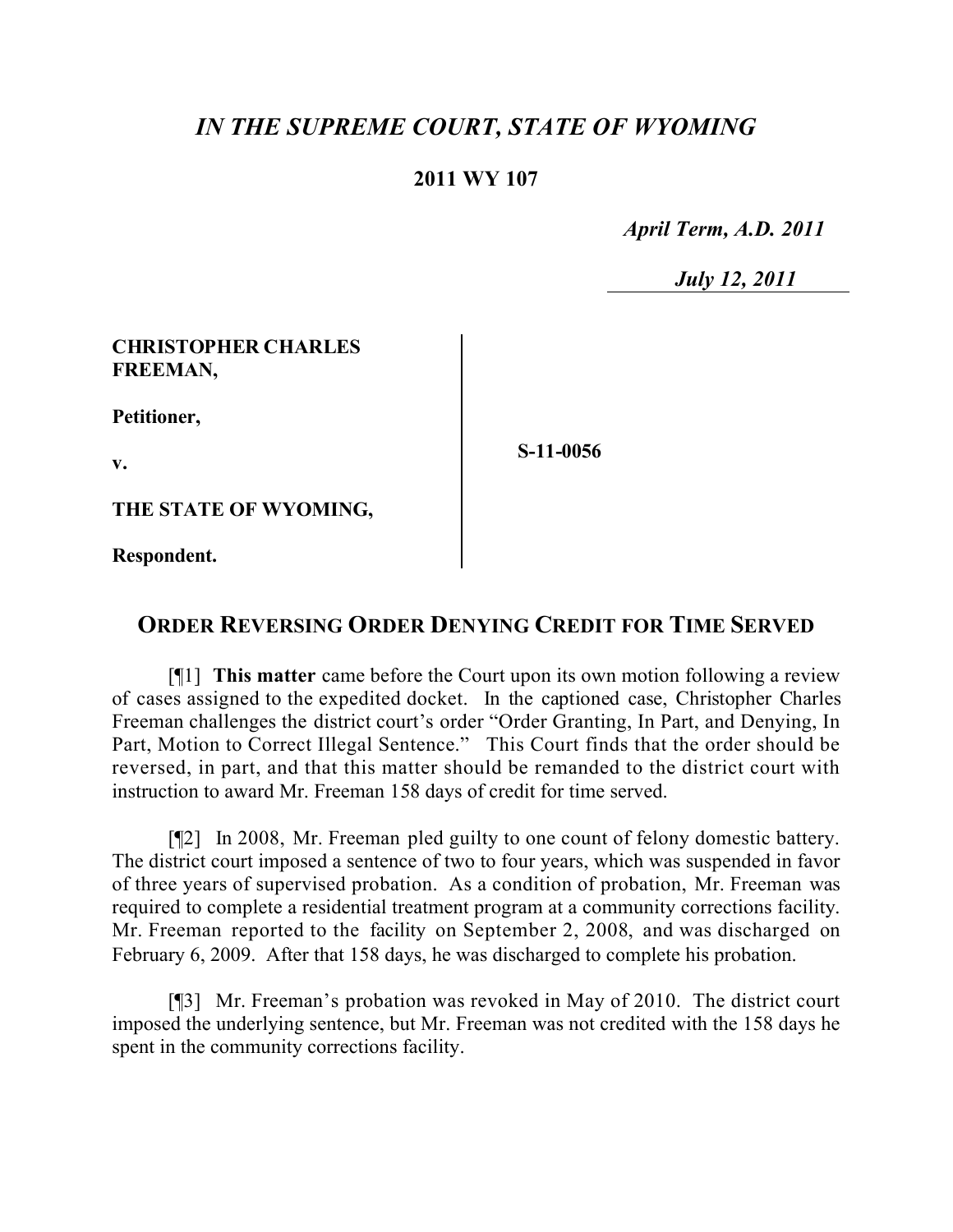# *IN THE SUPREME COURT, STATE OF WYOMING*

**2011 WY 107**

***April Term, A.D. 2011***

***July 12, 2011***

| | |
|---|---|
| **CHRISTOPHER CHARLES FREEMAN,**<br><br>**Petitioner,**<br><br>**v.**<br><br>**THE STATE OF WYOMING,**<br><br>**Respondent.** | **S-11-0056** |

## ORDER REVERSING ORDER DENYING CREDIT FOR TIME SERVED

[¶1] **This matter** came before the Court upon its own motion following a review of cases assigned to the expedited docket. In the captioned case, Christopher Charles Freeman challenges the district court's order "Order Granting, In Part, and Denying, In Part, Motion to Correct Illegal Sentence." This Court finds that the order should be reversed, in part, and that this matter should be remanded to the district court with instruction to award Mr. Freeman 158 days of credit for time served.

[¶2] In 2008, Mr. Freeman pled guilty to one count of felony domestic battery. The district court imposed a sentence of two to four years, which was suspended in favor of three years of supervised probation. As a condition of probation, Mr. Freeman was required to complete a residential treatment program at a community corrections facility. Mr. Freeman reported to the facility on September 2, 2008, and was discharged on February 6, 2009. After that 158 days, he was discharged to complete his probation.

[¶3] Mr. Freeman's probation was revoked in May of 2010. The district court imposed the underlying sentence, but Mr. Freeman was not credited with the 158 days he spent in the community corrections facility.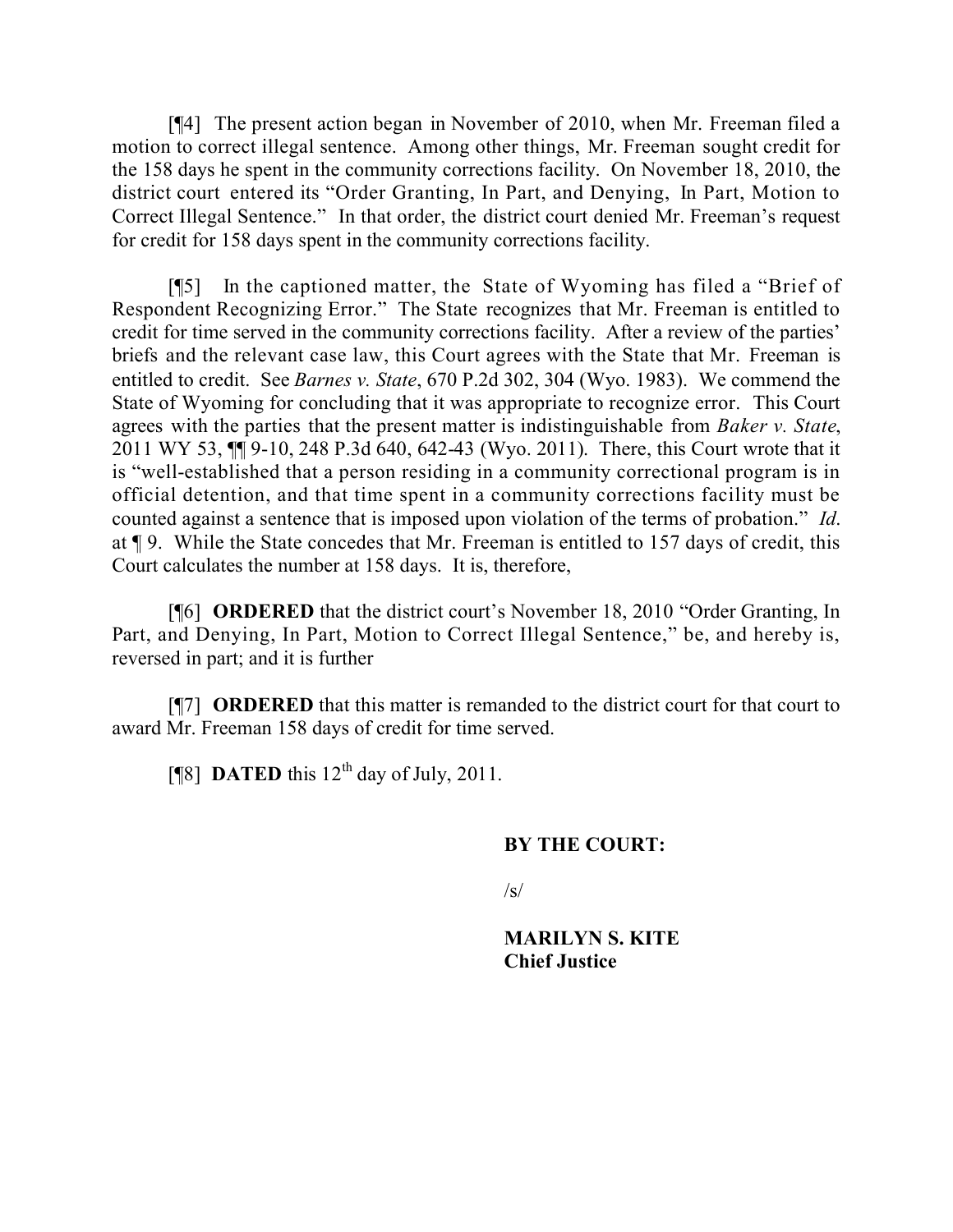[¶4] The present action began in November of 2010, when Mr. Freeman filed a motion to correct illegal sentence. Among other things, Mr. Freeman sought credit for the 158 days he spent in the community corrections facility. On November 18, 2010, the district court entered its "Order Granting, In Part, and Denying, In Part, Motion to Correct Illegal Sentence." In that order, the district court denied Mr. Freeman's request for credit for 158 days spent in the community corrections facility.

[¶5] In the captioned matter, the State of Wyoming has filed a "Brief of Respondent Recognizing Error." The State recognizes that Mr. Freeman is entitled to credit for time served in the community corrections facility. After a review of the parties' briefs and the relevant case law, this Court agrees with the State that Mr. Freeman is entitled to credit. See *Barnes v. State*, 670 P.2d 302, 304 (Wyo. 1983). We commend the State of Wyoming for concluding that it was appropriate to recognize error. This Court agrees with the parties that the present matter is indistinguishable from *Baker v. State*, 2011 WY 53, ¶¶ 9-10, 248 P.3d 640, 642-43 (Wyo. 2011). There, this Court wrote that it is "well-established that a person residing in a community correctional program is in official detention, and that time spent in a community corrections facility must be counted against a sentence that is imposed upon violation of the terms of probation." *Id.* at ¶ 9. While the State concedes that Mr. Freeman is entitled to 157 days of credit, this Court calculates the number at 158 days. It is, therefore,

[¶6] **ORDERED** that the district court's November 18, 2010 "Order Granting, In Part, and Denying, In Part, Motion to Correct Illegal Sentence," be, and hereby is, reversed in part; and it is further

[¶7] **ORDERED** that this matter is remanded to the district court for that court to award Mr. Freeman 158 days of credit for time served.

[¶8] **DATED** this 12th day of July, 2011.

**BY THE COURT:**

/s/

**MARILYN S. KITE**
**Chief Justice**